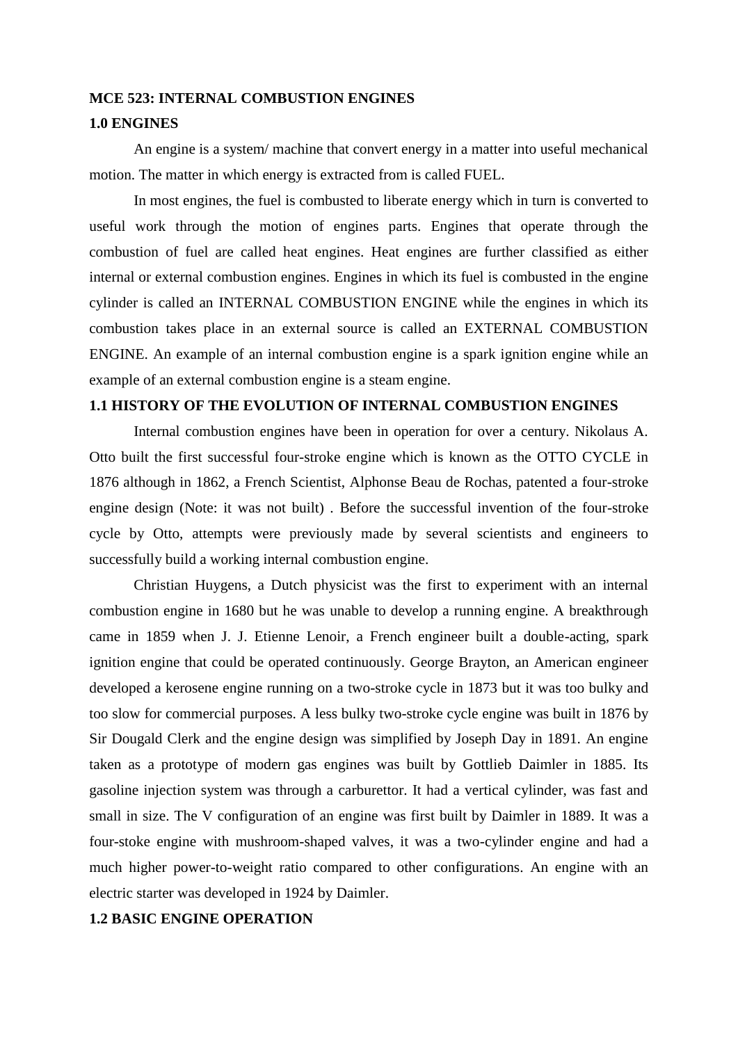# MCE 523: INTERNAL COMBUSTION ENGINES

## 1.0 ENGINES

An engine is a system/ machine that convert energy in a matter into useful mechanical motion. The matter in which energy is extracted from is called FUEL.

In most engines, the fuel is combusted to liberate energy which in turn is converted to useful work through the motion of engines parts. Engines that operate through the combustion of fuel are called heat engines. Heat engines are further classified as either internal or external combustion engines. Engines in which its fuel is combusted in the engine cylinder is called an INTERNAL COMBUSTION ENGINE while the engines in which its combustion takes place in an external source is called an EXTERNAL COMBUSTION ENGINE. An example of an internal combustion engine is a spark ignition engine while an example of an external combustion engine is a steam engine.

## 1.1 HISTORY OF THE EVOLUTION OF INTERNAL COMBUSTION ENGINES

Internal combustion engines have been in operation for over a century. Nikolaus A. Otto built the first successful four-stroke engine which is known as the OTTO CYCLE in 1876 although in 1862, a French Scientist, Alphonse Beau de Rochas, patented a four-stroke engine design (Note: it was not built) . Before the successful invention of the four-stroke cycle by Otto, attempts were previously made by several scientists and engineers to successfully build a working internal combustion engine.

Christian Huygens, a Dutch physicist was the first to experiment with an internal combustion engine in 1680 but he was unable to develop a running engine. A breakthrough came in 1859 when J. J. Etienne Lenoir, a French engineer built a double-acting, spark ignition engine that could be operated continuously. George Brayton, an American engineer developed a kerosene engine running on a two-stroke cycle in 1873 but it was too bulky and too slow for commercial purposes. A less bulky two-stroke cycle engine was built in 1876 by Sir Dougald Clerk and the engine design was simplified by Joseph Day in 1891. An engine taken as a prototype of modern gas engines was built by Gottlieb Daimler in 1885. Its gasoline injection system was through a carburettor. It had a vertical cylinder, was fast and small in size. The V configuration of an engine was first built by Daimler in 1889. It was a four-stoke engine with mushroom-shaped valves, it was a two-cylinder engine and had a much higher power-to-weight ratio compared to other configurations. An engine with an electric starter was developed in 1924 by Daimler.

## 1.2 BASIC ENGINE OPERATION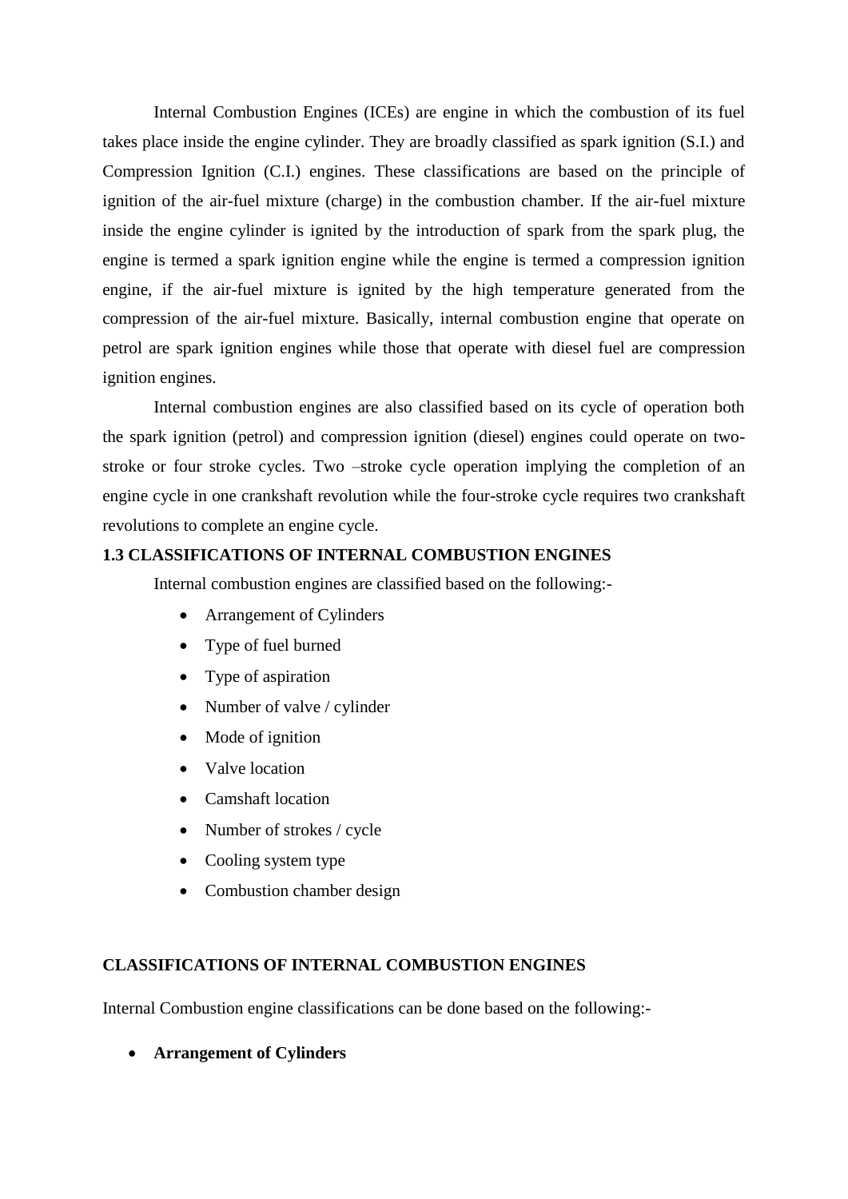Internal Combustion Engines (ICEs) are engine in which the combustion of its fuel takes place inside the engine cylinder. They are broadly classified as spark ignition (S.I.) and Compression Ignition (C.I.) engines. These classifications are based on the principle of ignition of the air-fuel mixture (charge) in the combustion chamber. If the air-fuel mixture inside the engine cylinder is ignited by the introduction of spark from the spark plug, the engine is termed a spark ignition engine while the engine is termed a compression ignition engine, if the air-fuel mixture is ignited by the high temperature generated from the compression of the air-fuel mixture. Basically, internal combustion engine that operate on petrol are spark ignition engines while those that operate with diesel fuel are compression ignition engines.

Internal combustion engines are also classified based on its cycle of operation both the spark ignition (petrol) and compression ignition (diesel) engines could operate on two-stroke or four stroke cycles. Two –stroke cycle operation implying the completion of an engine cycle in one crankshaft revolution while the four-stroke cycle requires two crankshaft revolutions to complete an engine cycle.

### 1.3 CLASSIFICATIONS OF INTERNAL COMBUSTION ENGINES

Internal combustion engines are classified based on the following:-

- Arrangement of Cylinders
- Type of fuel burned
- Type of aspiration
- Number of valve / cylinder
- Mode of ignition
- Valve location
- Camshaft location
- Number of strokes / cycle
- Cooling system type
- Combustion chamber design

### CLASSIFICATIONS OF INTERNAL COMBUSTION ENGINES

Internal Combustion engine classifications can be done based on the following:-

- **Arrangement of Cylinders**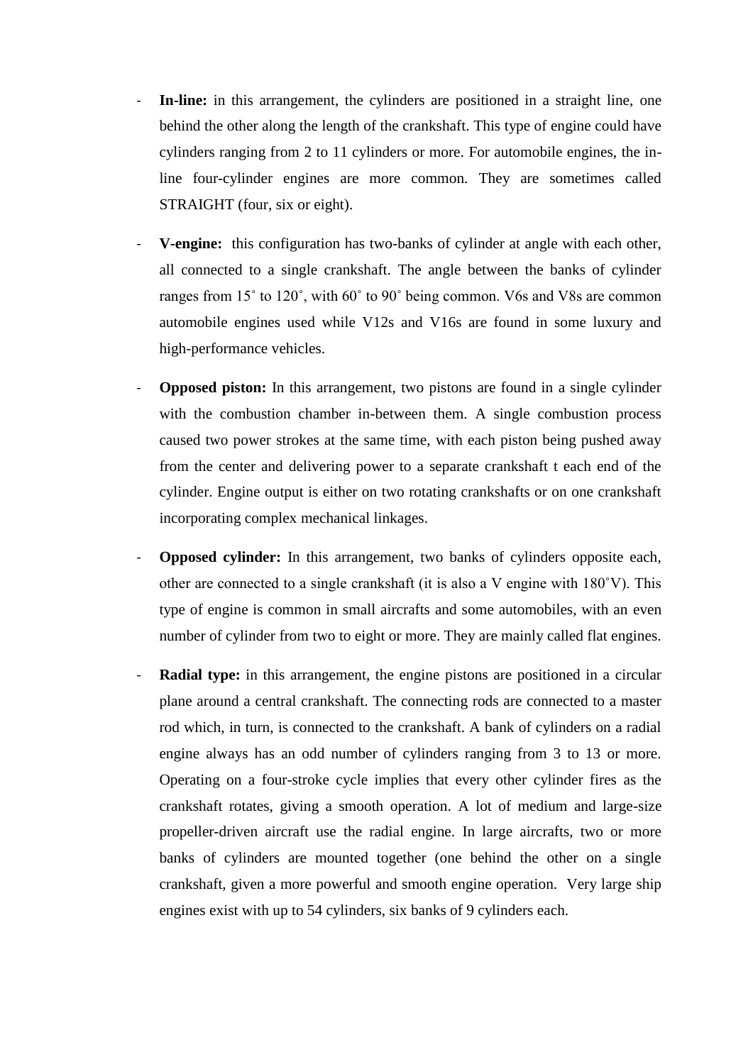- **In-line:** in this arrangement, the cylinders are positioned in a straight line, one behind the other along the length of the crankshaft. This type of engine could have cylinders ranging from 2 to 11 cylinders or more. For automobile engines, the in-line four-cylinder engines are more common. They are sometimes called STRAIGHT (four, six or eight).

- **V-engine:** this configuration has two-banks of cylinder at angle with each other, all connected to a single crankshaft. The angle between the banks of cylinder ranges from 15˚ to 120˚, with 60˚ to 90˚ being common. V6s and V8s are common automobile engines used while V12s and V16s are found in some luxury and high-performance vehicles.

- **Opposed piston:** In this arrangement, two pistons are found in a single cylinder with the combustion chamber in-between them. A single combustion process caused two power strokes at the same time, with each piston being pushed away from the center and delivering power to a separate crankshaft t each end of the cylinder. Engine output is either on two rotating crankshafts or on one crankshaft incorporating complex mechanical linkages.

- **Opposed cylinder:** In this arrangement, two banks of cylinders opposite each, other are connected to a single crankshaft (it is also a V engine with 180˚V). This type of engine is common in small aircrafts and some automobiles, with an even number of cylinder from two to eight or more. They are mainly called flat engines.

- **Radial type:** in this arrangement, the engine pistons are positioned in a circular plane around a central crankshaft. The connecting rods are connected to a master rod which, in turn, is connected to the crankshaft. A bank of cylinders on a radial engine always has an odd number of cylinders ranging from 3 to 13 or more. Operating on a four-stroke cycle implies that every other cylinder fires as the crankshaft rotates, giving a smooth operation. A lot of medium and large-size propeller-driven aircraft use the radial engine. In large aircrafts, two or more banks of cylinders are mounted together (one behind the other on a single crankshaft, given a more powerful and smooth engine operation. Very large ship engines exist with up to 54 cylinders, six banks of 9 cylinders each.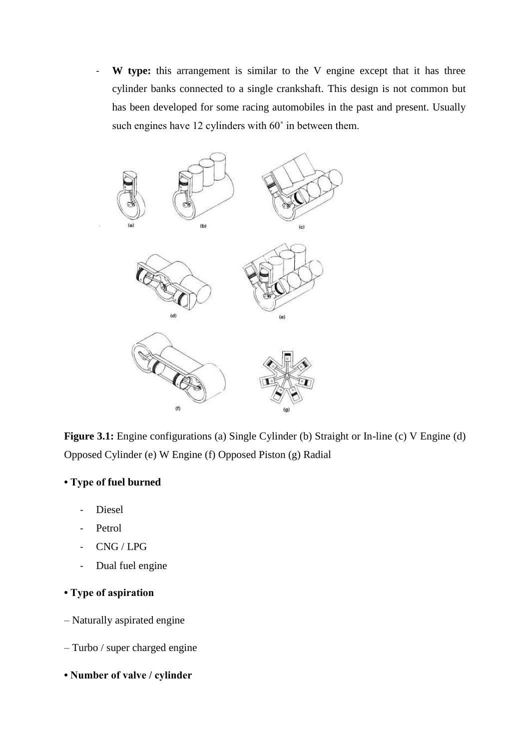- **W type:** this arrangement is similar to the V engine except that it has three cylinder banks connected to a single crankshaft. This design is not common but has been developed for some racing automobiles in the past and present. Usually such engines have 12 cylinders with 60˚ in between them.

**Figure 3.1:** Engine configurations (a) Single Cylinder (b) Straight or In-line (c) V Engine (d) Opposed Cylinder (e) W Engine (f) Opposed Piston (g) Radial

**• Type of fuel burned**

- Diesel
- Petrol
- CNG / LPG
- Dual fuel engine

**• Type of aspiration**

– Naturally aspirated engine

– Turbo / super charged engine

**• Number of valve / cylinder**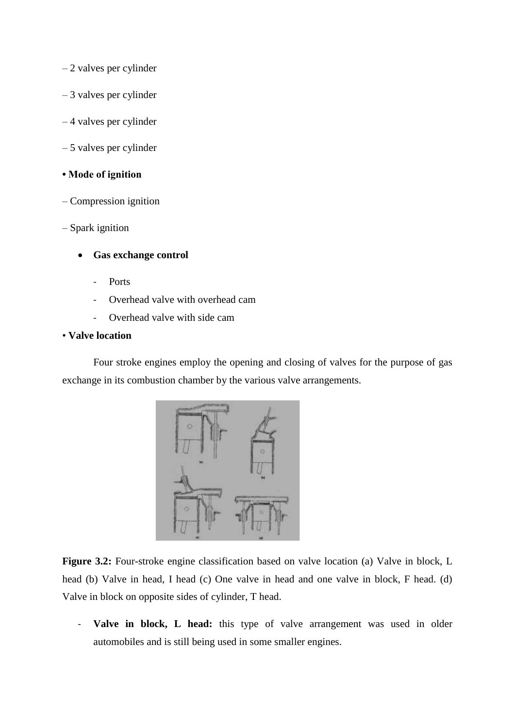– 2 valves per cylinder

– 3 valves per cylinder

– 4 valves per cylinder

– 5 valves per cylinder

**• Mode of ignition**

– Compression ignition

– Spark ignition

- **Gas exchange control**
  - Ports
  - Overhead valve with overhead cam
  - Overhead valve with side cam

• **Valve location**

Four stroke engines employ the opening and closing of valves for the purpose of gas exchange in its combustion chamber by the various valve arrangements.

**Figure 3.2:** Four-stroke engine classification based on valve location (a) Valve in block, L head (b) Valve in head, I head (c) One valve in head and one valve in block, F head. (d) Valve in block on opposite sides of cylinder, T head.

- **Valve in block, L head:** this type of valve arrangement was used in older automobiles and is still being used in some smaller engines.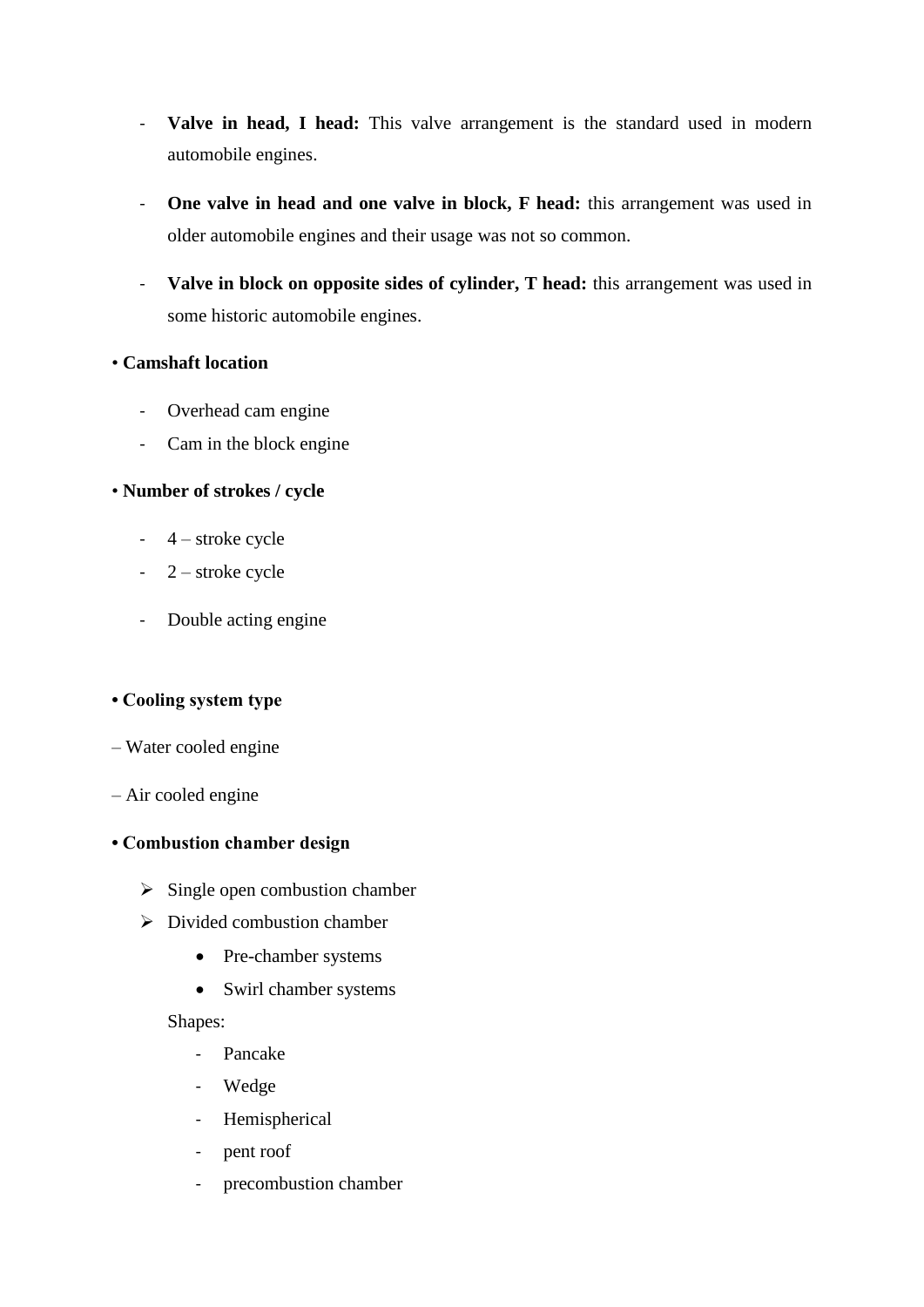- **Valve in head, I head:** This valve arrangement is the standard used in modern automobile engines.

- **One valve in head and one valve in block, F head:** this arrangement was used in older automobile engines and their usage was not so common.

- **Valve in block on opposite sides of cylinder, T head:** this arrangement was used in some historic automobile engines.

• **Camshaft location**

- Overhead cam engine
- Cam in the block engine

• **Number of strokes / cycle**

- 4 – stroke cycle
- 2 – stroke cycle
- Double acting engine

**• Cooling system type**

– Water cooled engine

– Air cooled engine

**• Combustion chamber design**

- Single open combustion chamber
- Divided combustion chamber
    - Pre-chamber systems
    - Swirl chamber systems

  Shapes:

    - Pancake
    - Wedge
    - Hemispherical
    - pent roof
    - precombustion chamber